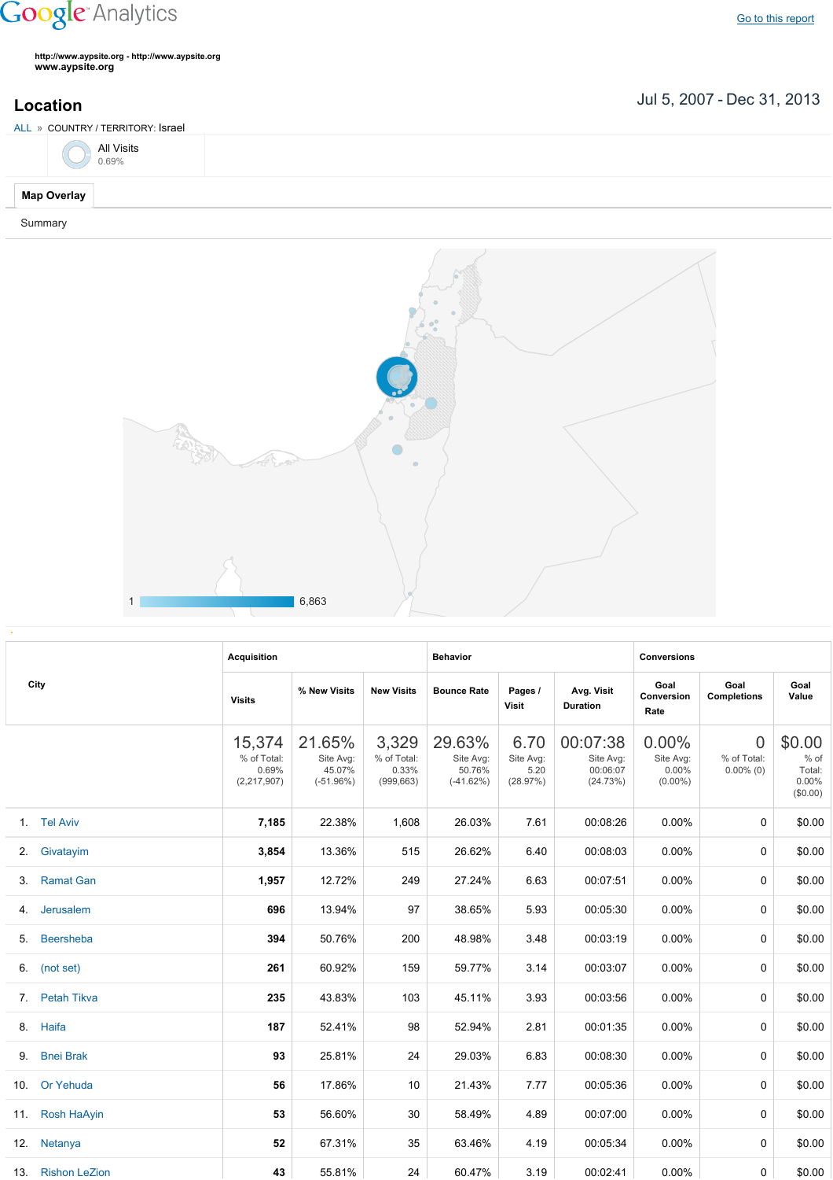Google Analytics

Go to this report

http://www.aypsite.org - http://www.aypsite.org
www.aypsite.org

## Location

Jul 5, 2007 - Dec 31, 2013

ALL » COUNTRY / TERRITORY: Israel

All Visits
0.69%

Map Overlay

Summary

1 6,863

| City | Acquisition | | | Behavior | | | Conversions | | |
|---|---|---|---|---|---|---|---|---|---|
| | Visits | % New Visits | New Visits | Bounce Rate | Pages / Visit | Avg. Visit Duration | Goal Conversion Rate | Goal Completions | Goal Value |
| | 15,374 % of Total: 0.69% (2,217,907) | 21.65% Site Avg: 45.07% (-51.96%) | 3,329 % of Total: 0.33% (999,663) | 29.63% Site Avg: 50.76% (-41.62%) | 6.70 Site Avg: 5.20 (28.97%) | 00:07:38 Site Avg: 00:06:07 (24.73%) | 0.00% Site Avg: 0.00% (0.00%) | 0 % of Total: 0.00% (0) | $0.00 % of Total: 0.00% ($0.00) |
| 1. Tel Aviv | 7,185 | 22.38% | 1,608 | 26.03% | 7.61 | 00:08:26 | 0.00% | 0 | $0.00 |
| 2. Givatayim | 3,854 | 13.36% | 515 | 26.62% | 6.40 | 00:08:03 | 0.00% | 0 | $0.00 |
| 3. Ramat Gan | 1,957 | 12.72% | 249 | 27.24% | 6.63 | 00:07:51 | 0.00% | 0 | $0.00 |
| 4. Jerusalem | 696 | 13.94% | 97 | 38.65% | 5.93 | 00:05:30 | 0.00% | 0 | $0.00 |
| 5. Beersheba | 394 | 50.76% | 200 | 48.98% | 3.48 | 00:03:19 | 0.00% | 0 | $0.00 |
| 6. (not set) | 261 | 60.92% | 159 | 59.77% | 3.14 | 00:03:07 | 0.00% | 0 | $0.00 |
| 7. Petah Tikva | 235 | 43.83% | 103 | 45.11% | 3.93 | 00:03:56 | 0.00% | 0 | $0.00 |
| 8. Haifa | 187 | 52.41% | 98 | 52.94% | 2.81 | 00:01:35 | 0.00% | 0 | $0.00 |
| 9. Bnei Brak | 93 | 25.81% | 24 | 29.03% | 6.83 | 00:08:30 | 0.00% | 0 | $0.00 |
| 10. Or Yehuda | 56 | 17.86% | 10 | 21.43% | 7.77 | 00:05:36 | 0.00% | 0 | $0.00 |
| 11. Rosh HaAyin | 53 | 56.60% | 30 | 58.49% | 4.89 | 00:07:00 | 0.00% | 0 | $0.00 |
| 12. Netanya | 52 | 67.31% | 35 | 63.46% | 4.19 | 00:05:34 | 0.00% | 0 | $0.00 |
| 13. Rishon LeZion | 43 | 55.81% | 24 | 60.47% | 3.19 | 00:02:41 | 0.00% | 0 | $0.00 |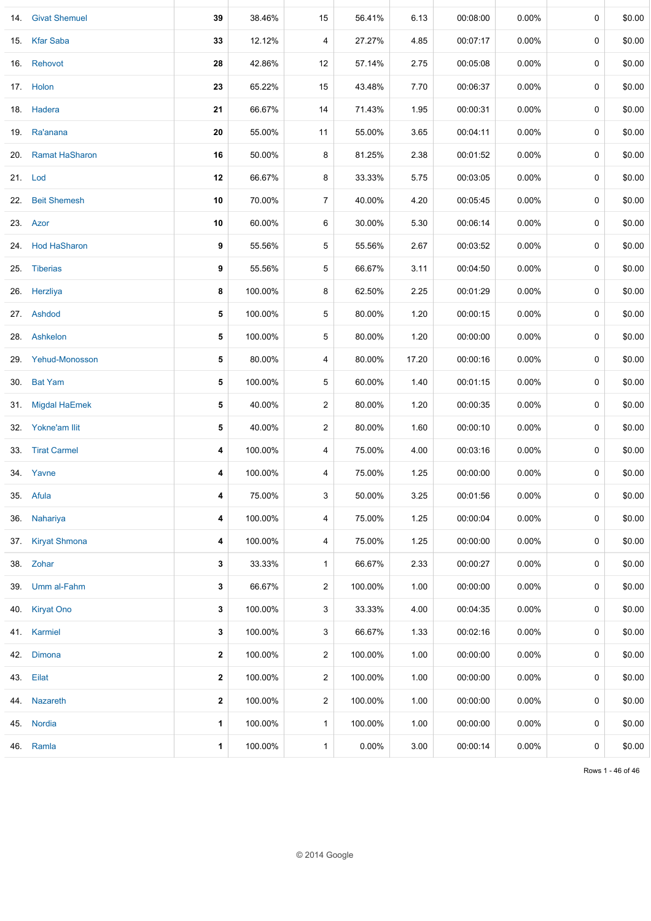| | | | | | | | | | | |
|---|---|---|---|---|---|---|---|---|---|---|
| 14. | Givat Shemuel | **39** | 38.46% | 15 | 56.41% | 6.13 | 00:08:00 | 0.00% | 0 | $0.00 |
| 15. | Kfar Saba | **33** | 12.12% | 4 | 27.27% | 4.85 | 00:07:17 | 0.00% | 0 | $0.00 |
| 16. | Rehovot | **28** | 42.86% | 12 | 57.14% | 2.75 | 00:05:08 | 0.00% | 0 | $0.00 |
| 17. | Holon | **23** | 65.22% | 15 | 43.48% | 7.70 | 00:06:37 | 0.00% | 0 | $0.00 |
| 18. | Hadera | **21** | 66.67% | 14 | 71.43% | 1.95 | 00:00:31 | 0.00% | 0 | $0.00 |
| 19. | Ra'anana | **20** | 55.00% | 11 | 55.00% | 3.65 | 00:04:11 | 0.00% | 0 | $0.00 |
| 20. | Ramat HaSharon | **16** | 50.00% | 8 | 81.25% | 2.38 | 00:01:52 | 0.00% | 0 | $0.00 |
| 21. | Lod | **12** | 66.67% | 8 | 33.33% | 5.75 | 00:03:05 | 0.00% | 0 | $0.00 |
| 22. | Beit Shemesh | **10** | 70.00% | 7 | 40.00% | 4.20 | 00:05:45 | 0.00% | 0 | $0.00 |
| 23. | Azor | **10** | 60.00% | 6 | 30.00% | 5.30 | 00:06:14 | 0.00% | 0 | $0.00 |
| 24. | Hod HaSharon | **9** | 55.56% | 5 | 55.56% | 2.67 | 00:03:52 | 0.00% | 0 | $0.00 |
| 25. | Tiberias | **9** | 55.56% | 5 | 66.67% | 3.11 | 00:04:50 | 0.00% | 0 | $0.00 |
| 26. | Herzliya | **8** | 100.00% | 8 | 62.50% | 2.25 | 00:01:29 | 0.00% | 0 | $0.00 |
| 27. | Ashdod | **5** | 100.00% | 5 | 80.00% | 1.20 | 00:00:15 | 0.00% | 0 | $0.00 |
| 28. | Ashkelon | **5** | 100.00% | 5 | 80.00% | 1.20 | 00:00:00 | 0.00% | 0 | $0.00 |
| 29. | Yehud-Monosson | **5** | 80.00% | 4 | 80.00% | 17.20 | 00:00:16 | 0.00% | 0 | $0.00 |
| 30. | Bat Yam | **5** | 100.00% | 5 | 60.00% | 1.40 | 00:01:15 | 0.00% | 0 | $0.00 |
| 31. | Migdal HaEmek | **5** | 40.00% | 2 | 80.00% | 1.20 | 00:00:35 | 0.00% | 0 | $0.00 |
| 32. | Yokne'am Ilit | **5** | 40.00% | 2 | 80.00% | 1.60 | 00:00:10 | 0.00% | 0 | $0.00 |
| 33. | Tirat Carmel | **4** | 100.00% | 4 | 75.00% | 4.00 | 00:03:16 | 0.00% | 0 | $0.00 |
| 34. | Yavne | **4** | 100.00% | 4 | 75.00% | 1.25 | 00:00:00 | 0.00% | 0 | $0.00 |
| 35. | Afula | **4** | 75.00% | 3 | 50.00% | 3.25 | 00:01:56 | 0.00% | 0 | $0.00 |
| 36. | Nahariya | **4** | 100.00% | 4 | 75.00% | 1.25 | 00:00:04 | 0.00% | 0 | $0.00 |
| 37. | Kiryat Shmona | **4** | 100.00% | 4 | 75.00% | 1.25 | 00:00:00 | 0.00% | 0 | $0.00 |
| 38. | Zohar | **3** | 33.33% | 1 | 66.67% | 2.33 | 00:00:27 | 0.00% | 0 | $0.00 |
| 39. | Umm al-Fahm | **3** | 66.67% | 2 | 100.00% | 1.00 | 00:00:00 | 0.00% | 0 | $0.00 |
| 40. | Kiryat Ono | **3** | 100.00% | 3 | 33.33% | 4.00 | 00:04:35 | 0.00% | 0 | $0.00 |
| 41. | Karmiel | **3** | 100.00% | 3 | 66.67% | 1.33 | 00:02:16 | 0.00% | 0 | $0.00 |
| 42. | Dimona | **2** | 100.00% | 2 | 100.00% | 1.00 | 00:00:00 | 0.00% | 0 | $0.00 |
| 43. | Eilat | **2** | 100.00% | 2 | 100.00% | 1.00 | 00:00:00 | 0.00% | 0 | $0.00 |
| 44. | Nazareth | **2** | 100.00% | 2 | 100.00% | 1.00 | 00:00:00 | 0.00% | 0 | $0.00 |
| 45. | Nordia | **1** | 100.00% | 1 | 100.00% | 1.00 | 00:00:00 | 0.00% | 0 | $0.00 |
| 46. | Ramla | **1** | 100.00% | 1 | 0.00% | 3.00 | 00:00:14 | 0.00% | 0 | $0.00 |

Rows 1 - 46 of 46

© 2014 Google